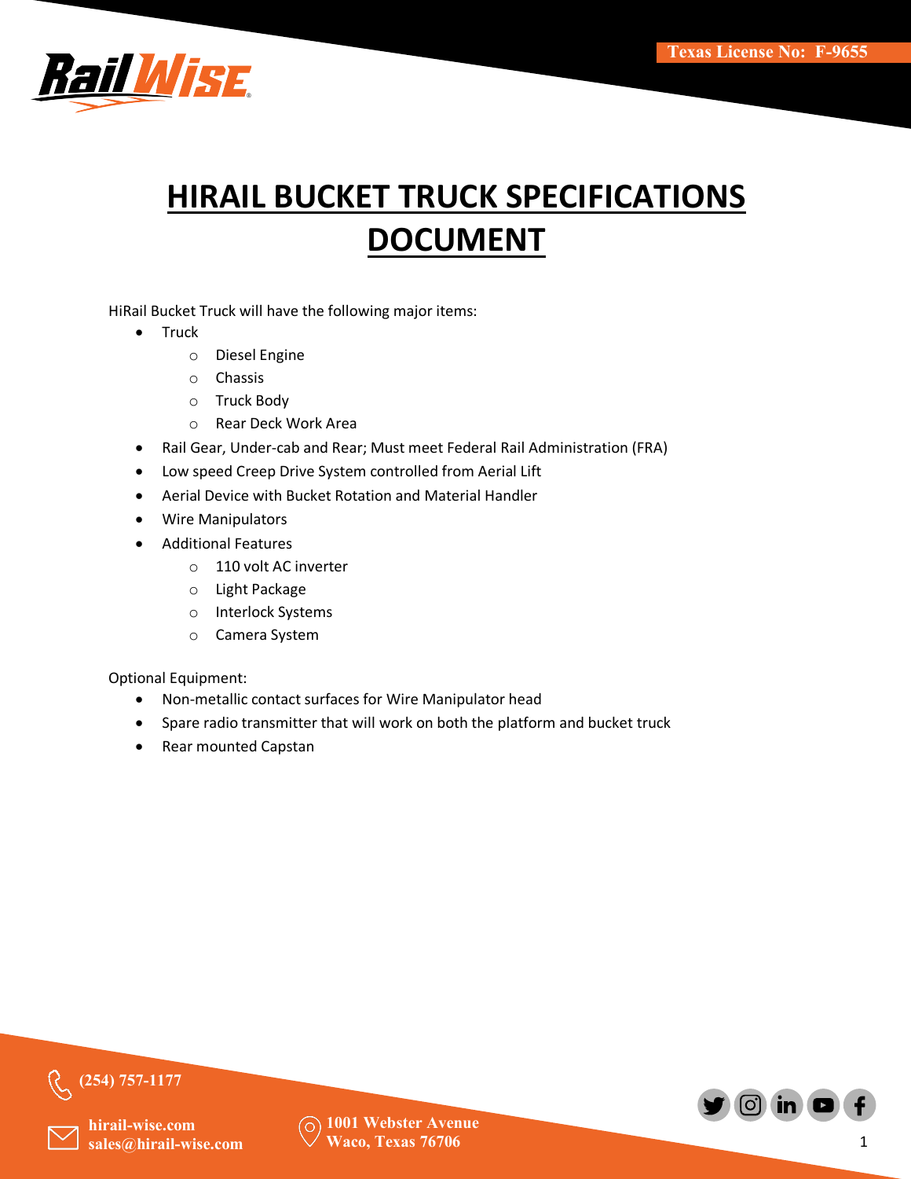# HIRAIL BUCKET TRUCK SPECIFICATIONS DOCUMENT

HiRail Bucket Truck will have the following major items:

- Truck
  - Diesel Engine
  - Chassis
  - Truck Body
  - Rear Deck Work Area
- Rail Gear, Under-cab and Rear; Must meet Federal Rail Administration (FRA)
- Low speed Creep Drive System controlled from Aerial Lift
- Aerial Device with Bucket Rotation and Material Handler
- Wire Manipulators
- Additional Features
  - 110 volt AC inverter
  - Light Package
  - Interlock Systems
  - Camera System

Optional Equipment:

- Non-metallic contact surfaces for Wire Manipulator head
- Spare radio transmitter that will work on both the platform and bucket truck
- Rear mounted Capstan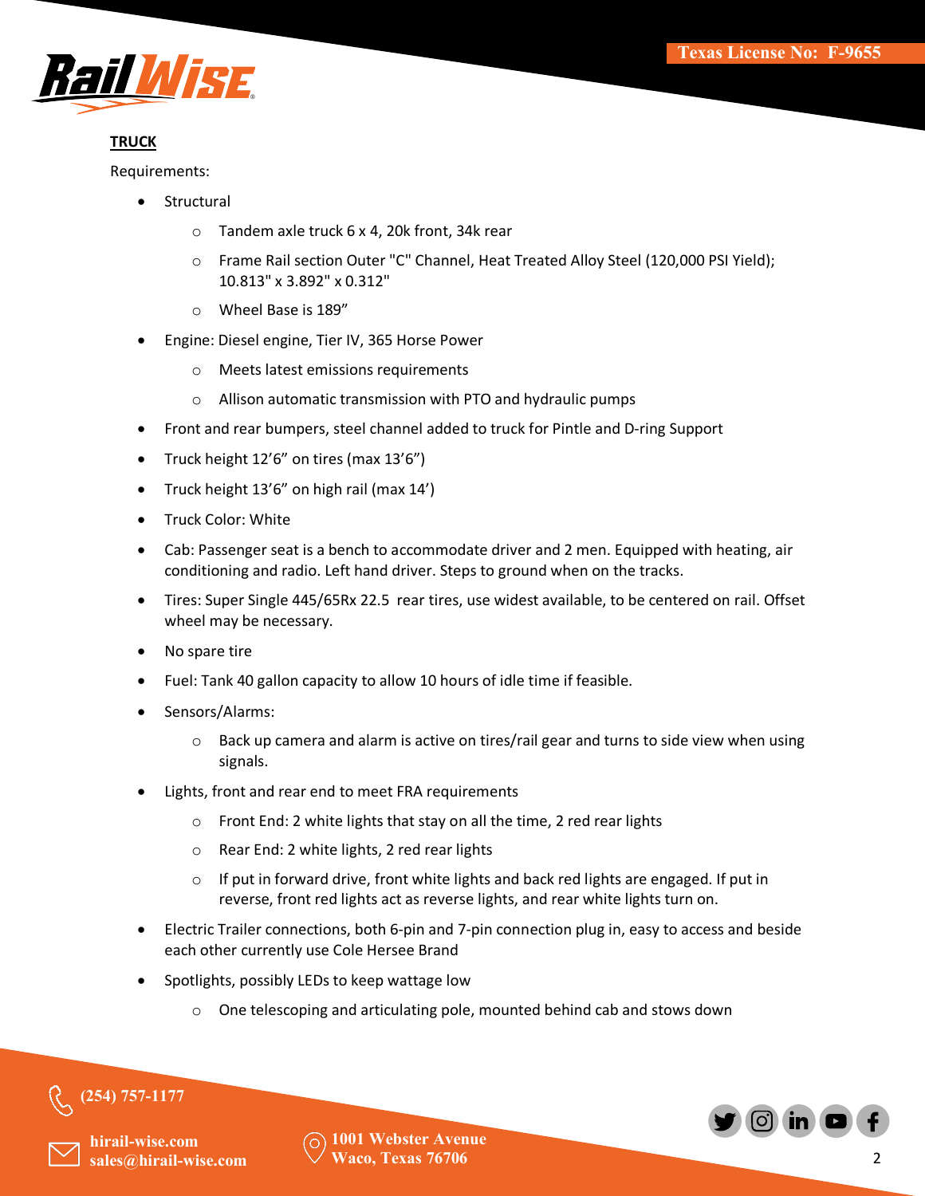**TRUCK**

Requirements:

- Structural
  - Tandem axle truck 6 x 4, 20k front, 34k rear
  - Frame Rail section Outer "C" Channel, Heat Treated Alloy Steel (120,000 PSI Yield); 10.813" x 3.892" x 0.312"
  - Wheel Base is 189"
- Engine: Diesel engine, Tier IV, 365 Horse Power
  - Meets latest emissions requirements
  - Allison automatic transmission with PTO and hydraulic pumps
- Front and rear bumpers, steel channel added to truck for Pintle and D-ring Support
- Truck height 12'6" on tires (max 13'6")
- Truck height 13'6" on high rail (max 14')
- Truck Color: White
- Cab: Passenger seat is a bench to accommodate driver and 2 men. Equipped with heating, air conditioning and radio. Left hand driver. Steps to ground when on the tracks.
- Tires: Super Single 445/65Rx 22.5 rear tires, use widest available, to be centered on rail. Offset wheel may be necessary.
- No spare tire
- Fuel: Tank 40 gallon capacity to allow 10 hours of idle time if feasible.
- Sensors/Alarms:
  - Back up camera and alarm is active on tires/rail gear and turns to side view when using signals.
- Lights, front and rear end to meet FRA requirements
  - Front End: 2 white lights that stay on all the time, 2 red rear lights
  - Rear End: 2 white lights, 2 red rear lights
  - If put in forward drive, front white lights and back red lights are engaged. If put in reverse, front red lights act as reverse lights, and rear white lights turn on.
- Electric Trailer connections, both 6-pin and 7-pin connection plug in, easy to access and beside each other currently use Cole Hersee Brand
- Spotlights, possibly LEDs to keep wattage low
  - One telescoping and articulating pole, mounted behind cab and stows down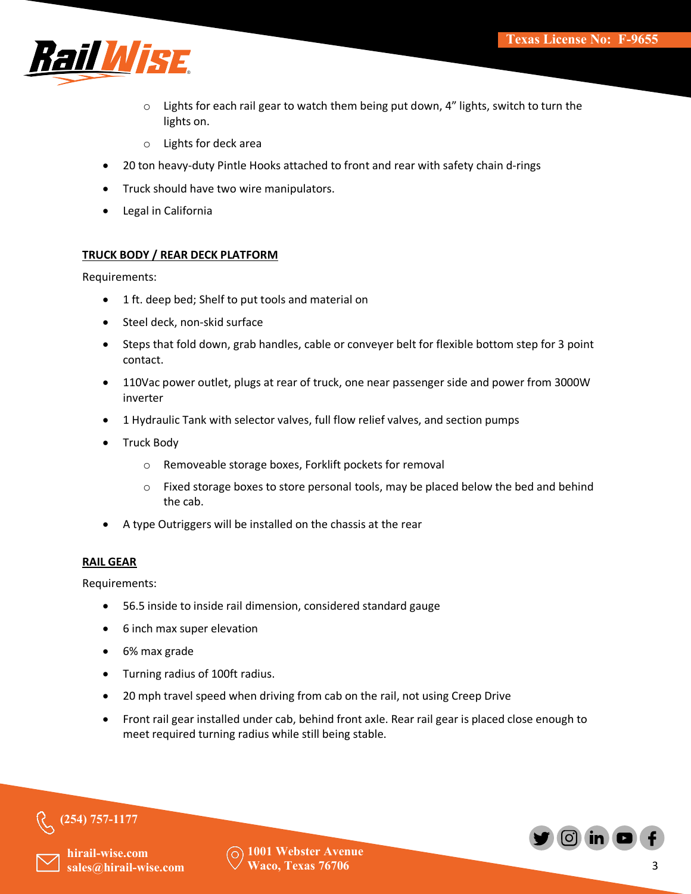- Lights for each rail gear to watch them being put down, 4" lights, switch to turn the lights on.
  - Lights for deck area
- 20 ton heavy-duty Pintle Hooks attached to front and rear with safety chain d-rings
- Truck should have two wire manipulators.
- Legal in California

**TRUCK BODY / REAR DECK PLATFORM**

Requirements:

- 1 ft. deep bed; Shelf to put tools and material on
- Steel deck, non-skid surface
- Steps that fold down, grab handles, cable or conveyer belt for flexible bottom step for 3 point contact.
- 110Vac power outlet, plugs at rear of truck, one near passenger side and power from 3000W inverter
- 1 Hydraulic Tank with selector valves, full flow relief valves, and section pumps
- Truck Body
  - Removeable storage boxes, Forklift pockets for removal
  - Fixed storage boxes to store personal tools, may be placed below the bed and behind the cab.
- A type Outriggers will be installed on the chassis at the rear

**RAIL GEAR**

Requirements:

- 56.5 inside to inside rail dimension, considered standard gauge
- 6 inch max super elevation
- 6% max grade
- Turning radius of 100ft radius.
- 20 mph travel speed when driving from cab on the rail, not using Creep Drive
- Front rail gear installed under cab, behind front axle. Rear rail gear is placed close enough to meet required turning radius while still being stable.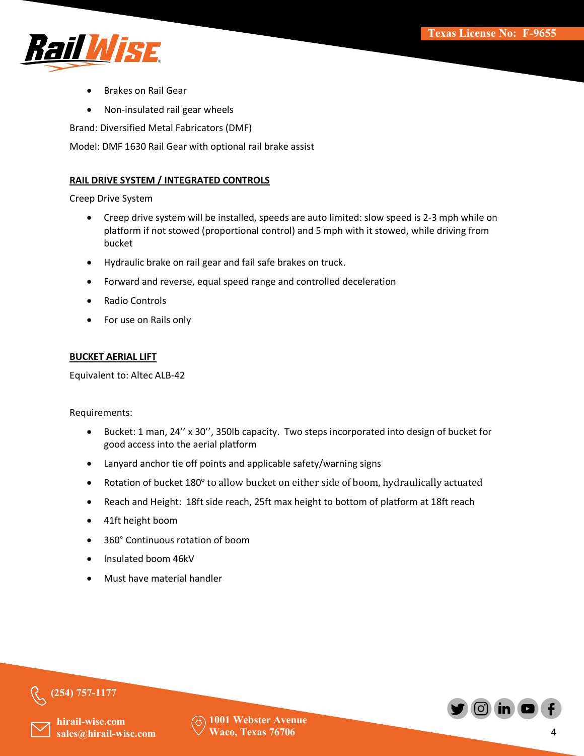- Brakes on Rail Gear
- Non-insulated rail gear wheels

Brand: Diversified Metal Fabricators (DMF)

Model: DMF 1630 Rail Gear with optional rail brake assist

**RAIL DRIVE SYSTEM / INTEGRATED CONTROLS**

Creep Drive System

- Creep drive system will be installed, speeds are auto limited: slow speed is 2-3 mph while on platform if not stowed (proportional control) and 5 mph with it stowed, while driving from bucket
- Hydraulic brake on rail gear and fail safe brakes on truck.
- Forward and reverse, equal speed range and controlled deceleration
- Radio Controls
- For use on Rails only

**BUCKET AERIAL LIFT**

Equivalent to: Altec ALB-42

Requirements:

- Bucket: 1 man, 24'' x 30'', 350lb capacity. Two steps incorporated into design of bucket for good access into the aerial platform
- Lanyard anchor tie off points and applicable safety/warning signs
- Rotation of bucket 180° to allow bucket on either side of boom, hydraulically actuated
- Reach and Height: 18ft side reach, 25ft max height to bottom of platform at 18ft reach
- 41ft height boom
- 360° Continuous rotation of boom
- Insulated boom 46kV
- Must have material handler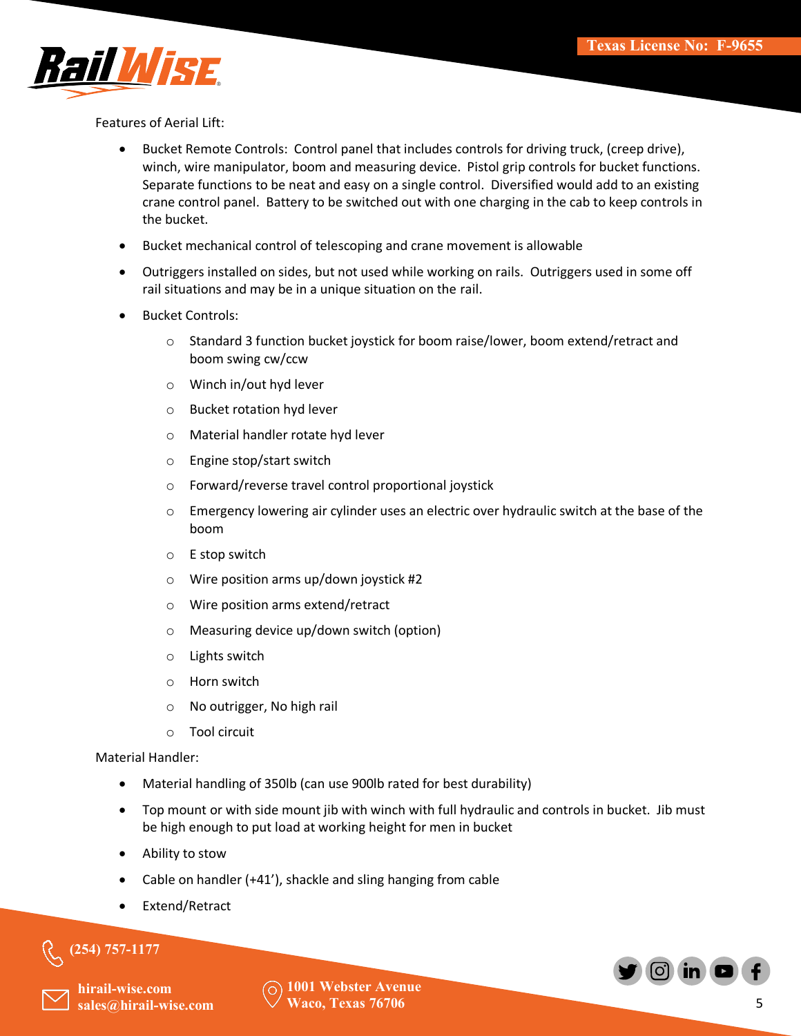Features of Aerial Lift:

- Bucket Remote Controls: Control panel that includes controls for driving truck, (creep drive), winch, wire manipulator, boom and measuring device. Pistol grip controls for bucket functions. Separate functions to be neat and easy on a single control. Diversified would add to an existing crane control panel. Battery to be switched out with one charging in the cab to keep controls in the bucket.
- Bucket mechanical control of telescoping and crane movement is allowable
- Outriggers installed on sides, but not used while working on rails. Outriggers used in some off rail situations and may be in a unique situation on the rail.
- Bucket Controls:
  - Standard 3 function bucket joystick for boom raise/lower, boom extend/retract and boom swing cw/ccw
  - Winch in/out hyd lever
  - Bucket rotation hyd lever
  - Material handler rotate hyd lever
  - Engine stop/start switch
  - Forward/reverse travel control proportional joystick
  - Emergency lowering air cylinder uses an electric over hydraulic switch at the base of the boom
  - E stop switch
  - Wire position arms up/down joystick #2
  - Wire position arms extend/retract
  - Measuring device up/down switch (option)
  - Lights switch
  - Horn switch
  - No outrigger, No high rail
  - Tool circuit

Material Handler:

- Material handling of 350lb (can use 900lb rated for best durability)
- Top mount or with side mount jib with winch with full hydraulic and controls in bucket. Jib must be high enough to put load at working height for men in bucket
- Ability to stow
- Cable on handler (+41'), shackle and sling hanging from cable
- Extend/Retract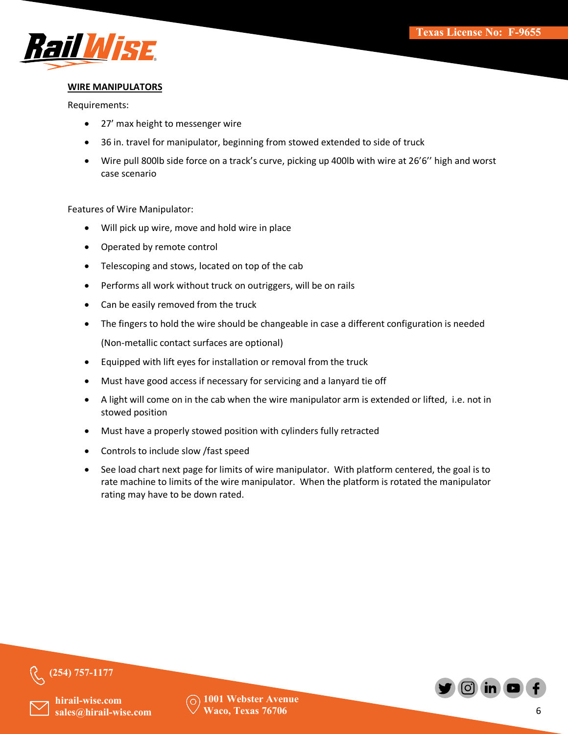## WIRE MANIPULATORS

Requirements:

- 27' max height to messenger wire
- 36 in. travel for manipulator, beginning from stowed extended to side of truck
- Wire pull 800lb side force on a track's curve, picking up 400lb with wire at 26'6'' high and worst case scenario

Features of Wire Manipulator:

- Will pick up wire, move and hold wire in place
- Operated by remote control
- Telescoping and stows, located on top of the cab
- Performs all work without truck on outriggers, will be on rails
- Can be easily removed from the truck
- The fingers to hold the wire should be changeable in case a different configuration is needed

  (Non-metallic contact surfaces are optional)
- Equipped with lift eyes for installation or removal from the truck
- Must have good access if necessary for servicing and a lanyard tie off
- A light will come on in the cab when the wire manipulator arm is extended or lifted, i.e. not in stowed position
- Must have a properly stowed position with cylinders fully retracted
- Controls to include slow /fast speed
- See load chart next page for limits of wire manipulator. With platform centered, the goal is to rate machine to limits of the wire manipulator. When the platform is rotated the manipulator rating may have to be down rated.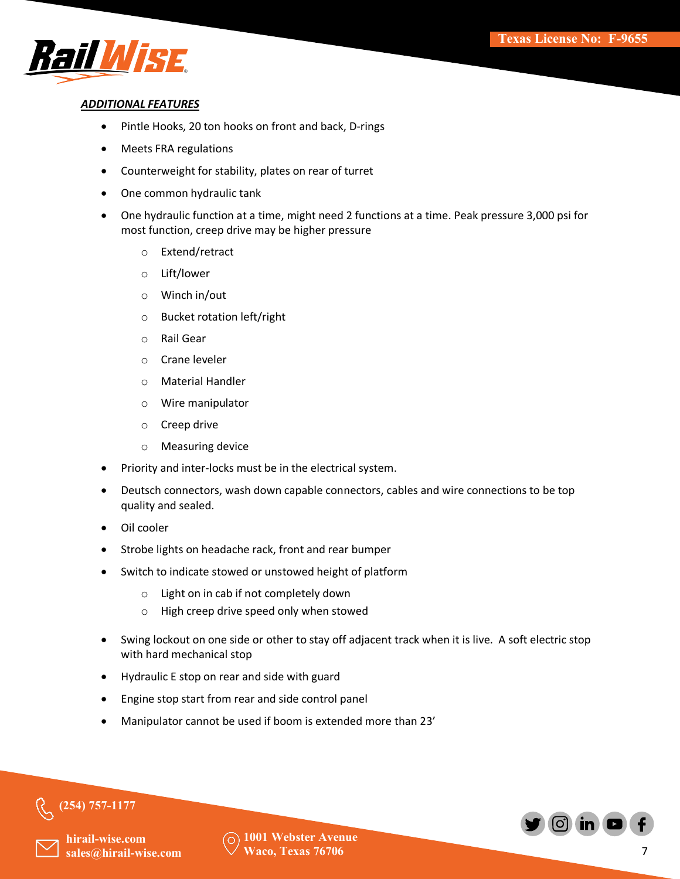***ADDITIONAL FEATURES***

- Pintle Hooks, 20 ton hooks on front and back, D-rings
- Meets FRA regulations
- Counterweight for stability, plates on rear of turret
- One common hydraulic tank
- One hydraulic function at a time, might need 2 functions at a time. Peak pressure 3,000 psi for most function, creep drive may be higher pressure
  - Extend/retract
  - Lift/lower
  - Winch in/out
  - Bucket rotation left/right
  - Rail Gear
  - Crane leveler
  - Material Handler
  - Wire manipulator
  - Creep drive
  - Measuring device
- Priority and inter-locks must be in the electrical system.
- Deutsch connectors, wash down capable connectors, cables and wire connections to be top quality and sealed.
- Oil cooler
- Strobe lights on headache rack, front and rear bumper
- Switch to indicate stowed or unstowed height of platform
  - Light on in cab if not completely down
  - High creep drive speed only when stowed
- Swing lockout on one side or other to stay off adjacent track when it is live. A soft electric stop with hard mechanical stop
- Hydraulic E stop on rear and side with guard
- Engine stop start from rear and side control panel
- Manipulator cannot be used if boom is extended more than 23'